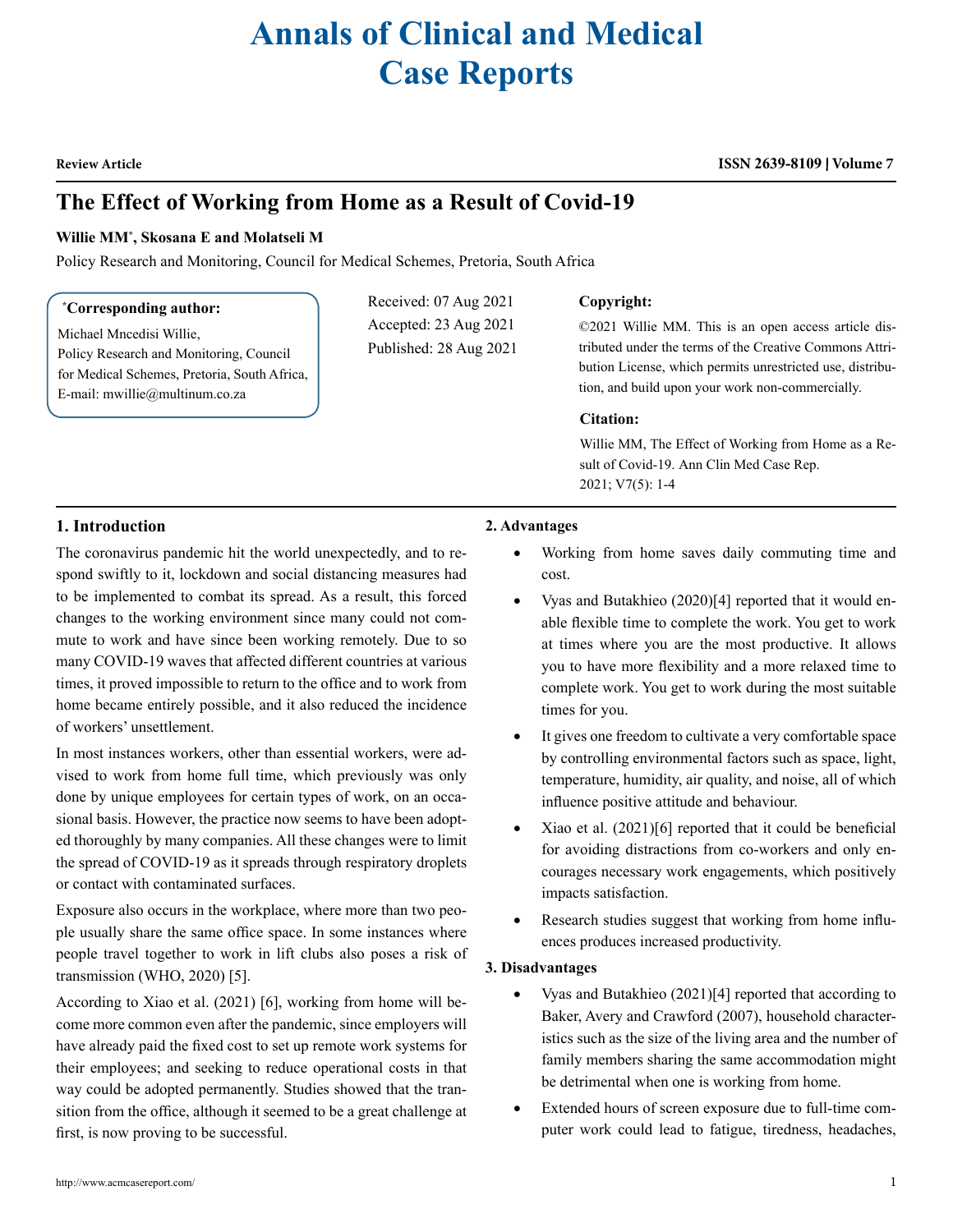# Annals of Clinical and Medical Case Reports

**Review Article**

# The Effect of Working from Home as a Result of Covid-19

**Willie MM*, Skosana E and Molatseli M**

Policy Research and Monitoring, Council for Medical Schemes, Pretoria, South Africa

**\*Corresponding author:**
Michael Mncedisi Willie,
Policy Research and Monitoring, Council for Medical Schemes, Pretoria, South Africa,
E-mail: mwillie@multinum.co.za

Received: 07 Aug 2021
Accepted: 23 Aug 2021
Published: 28 Aug 2021

**Copyright:**

©2021 Willie MM. This is an open access article distributed under the terms of the Creative Commons Attribution License, which permits unrestricted use, distribution, and build upon your work non-commercially.

**Citation:**

Willie MM, The Effect of Working from Home as a Result of Covid-19. Ann Clin Med Case Rep. 2021; V7(5): 1-4

## 1. Introduction

The coronavirus pandemic hit the world unexpectedly, and to respond swiftly to it, lockdown and social distancing measures had to be implemented to combat its spread. As a result, this forced changes to the working environment since many could not commute to work and have since been working remotely. Due to so many COVID-19 waves that affected different countries at various times, it proved impossible to return to the office and to work from home became entirely possible, and it also reduced the incidence of workers' unsettlement.

In most instances workers, other than essential workers, were advised to work from home full time, which previously was only done by unique employees for certain types of work, on an occasional basis. However, the practice now seems to have been adopted thoroughly by many companies. All these changes were to limit the spread of COVID-19 as it spreads through respiratory droplets or contact with contaminated surfaces.

Exposure also occurs in the workplace, where more than two people usually share the same office space. In some instances where people travel together to work in lift clubs also poses a risk of transmission (WHO, 2020) [5].

According to Xiao et al. (2021) [6], working from home will become more common even after the pandemic, since employers will have already paid the fixed cost to set up remote work systems for their employees; and seeking to reduce operational costs in that way could be adopted permanently. Studies showed that the transition from the office, although it seemed to be a great challenge at first, is now proving to be successful.

## 2. Advantages

- Working from home saves daily commuting time and cost.
- Vyas and Butakhieo (2020)[4] reported that it would enable flexible time to complete the work. You get to work at times where you are the most productive. It allows you to have more flexibility and a more relaxed time to complete work. You get to work during the most suitable times for you.
- It gives one freedom to cultivate a very comfortable space by controlling environmental factors such as space, light, temperature, humidity, air quality, and noise, all of which influence positive attitude and behaviour.
- Xiao et al. (2021)[6] reported that it could be beneficial for avoiding distractions from co-workers and only encourages necessary work engagements, which positively impacts satisfaction.
- Research studies suggest that working from home influences produces increased productivity.

## 3. Disadvantages

- Vyas and Butakhieo (2021)[4] reported that according to Baker, Avery and Crawford (2007), household characteristics such as the size of the living area and the number of family members sharing the same accommodation might be detrimental when one is working from home.
- Extended hours of screen exposure due to full-time computer work could lead to fatigue, tiredness, headaches,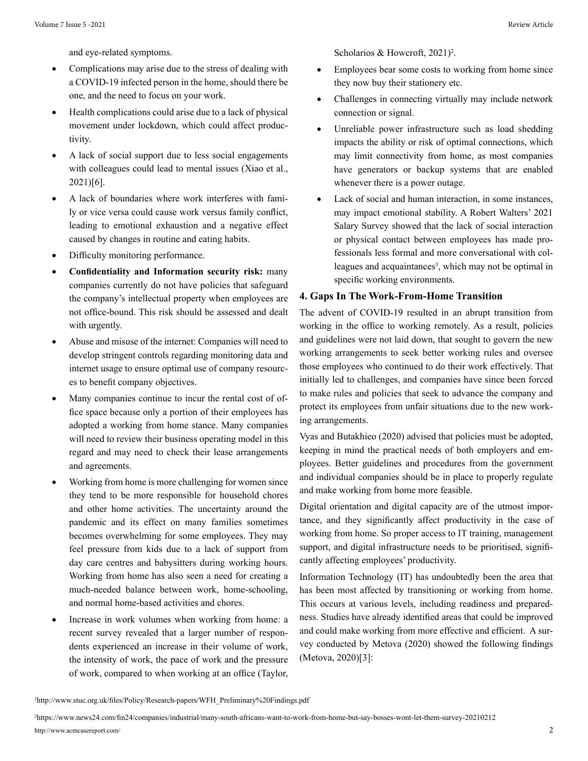and eye-related symptoms.

- Complications may arise due to the stress of dealing with a COVID-19 infected person in the home, should there be one, and the need to focus on your work.
- Health complications could arise due to a lack of physical movement under lockdown, which could affect productivity.
- A lack of social support due to less social engagements with colleagues could lead to mental issues (Xiao et al., 2021)[6].
- A lack of boundaries where work interferes with family or vice versa could cause work versus family conflict, leading to emotional exhaustion and a negative effect caused by changes in routine and eating habits.
- Difficulty monitoring performance.
- **Confidentiality and Information security risk:** many companies currently do not have policies that safeguard the company's intellectual property when employees are not office-bound. This risk should be assessed and dealt with urgently.
- Abuse and misuse of the internet: Companies will need to develop stringent controls regarding monitoring data and internet usage to ensure optimal use of company resources to benefit company objectives.
- Many companies continue to incur the rental cost of office space because only a portion of their employees has adopted a working from home stance. Many companies will need to review their business operating model in this regard and may need to check their lease arrangements and agreements.
- Working from home is more challenging for women since they tend to be more responsible for household chores and other home activities. The uncertainty around the pandemic and its effect on many families sometimes becomes overwhelming for some employees. They may feel pressure from kids due to a lack of support from day care centres and babysitters during working hours. Working from home has also seen a need for creating a much-needed balance between work, home-schooling, and normal home-based activities and chores.
- Increase in work volumes when working from home: a recent survey revealed that a larger number of respondents experienced an increase in their volume of work, the intensity of work, the pace of work and the pressure of work, compared to when working at an office (Taylor, Scholarios & Howcroft, 2021)[2].
- Employees bear some costs to working from home since they now buy their stationery etc.
- Challenges in connecting virtually may include network connection or signal.
- Unreliable power infrastructure such as load shedding impacts the ability or risk of optimal connections, which may limit connectivity from home, as most companies have generators or backup systems that are enabled whenever there is a power outage.
- Lack of social and human interaction, in some instances, may impact emotional stability. A Robert Walters' 2021 Salary Survey showed that the lack of social interaction or physical contact between employees has made professionals less formal and more conversational with colleagues and acquaintances[3], which may not be optimal in specific working environments.

## 4. Gaps In The Work-From-Home Transition

The advent of COVID-19 resulted in an abrupt transition from working in the office to working remotely. As a result, policies and guidelines were not laid down, that sought to govern the new working arrangements to seek better working rules and oversee those employees who continued to do their work effectively. That initially led to challenges, and companies have since been forced to make rules and policies that seek to advance the company and protect its employees from unfair situations due to the new working arrangements.

Vyas and Butakhieo (2020) advised that policies must be adopted, keeping in mind the practical needs of both employers and employees. Better guidelines and procedures from the government and individual companies should be in place to properly regulate and make working from home more feasible.

Digital orientation and digital capacity are of the utmost importance, and they significantly affect productivity in the case of working from home. So proper access to IT training, management support, and digital infrastructure needs to be prioritised, significantly affecting employees' productivity.

Information Technology (IT) has undoubtedly been the area that has been most affected by transitioning or working from home. This occurs at various levels, including readiness and preparedness. Studies have already identified areas that could be improved and could make working from more effective and efficient. A survey conducted by Metova (2020) showed the following findings (Metova, 2020)[3]:

[1]http://www.stuc.org.uk/files/Policy/Research-papers/WFH_Preliminary%20Findings.pdf

[2]https://www.news24.com/fin24/companies/industrial/many-south-africans-want-to-work-from-home-but-say-bosses-wont-let-them-survey-20210212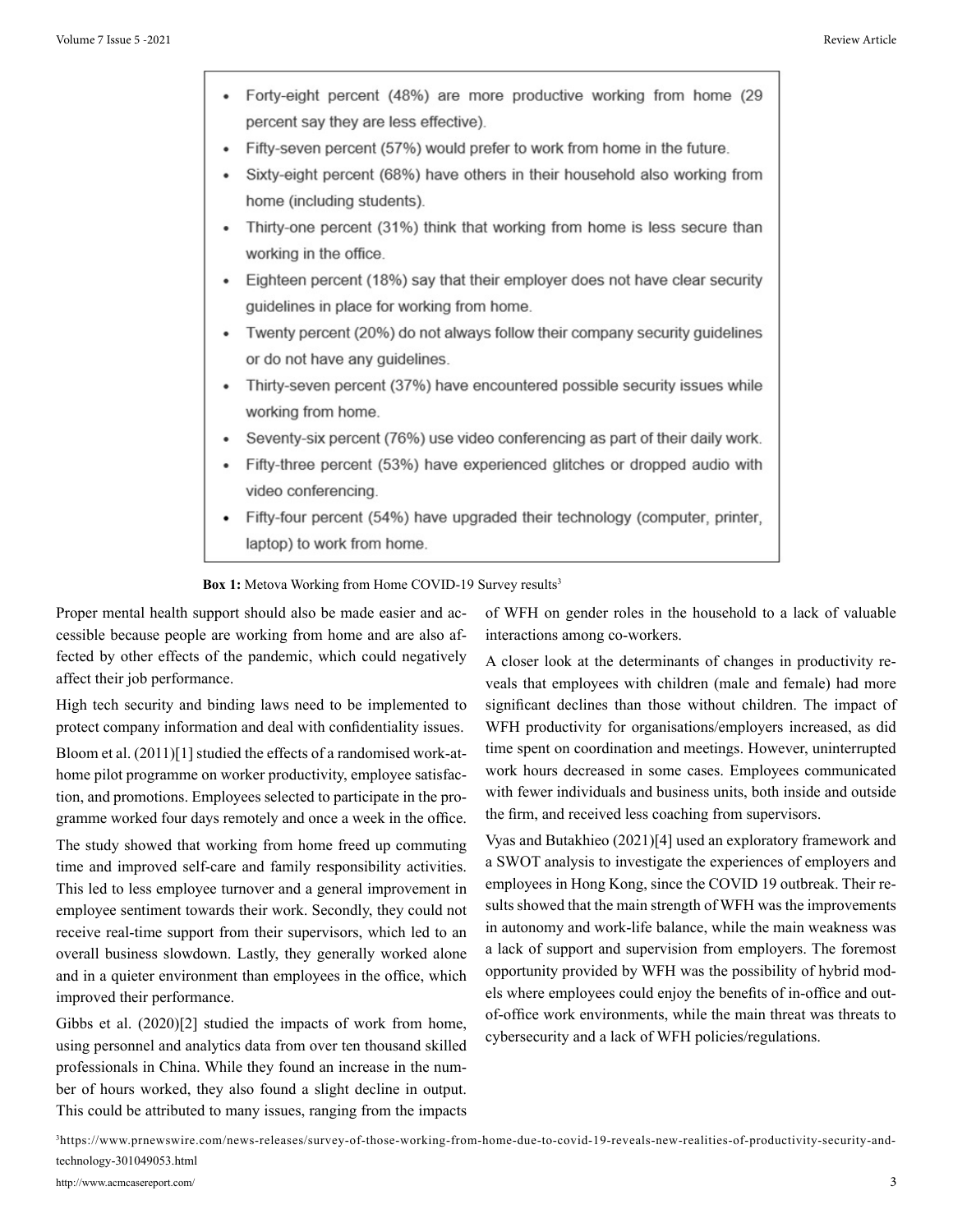- Forty-eight percent (48%) are more productive working from home (29 percent say they are less effective).
- Fifty-seven percent (57%) would prefer to work from home in the future.
- Sixty-eight percent (68%) have others in their household also working from home (including students).
- Thirty-one percent (31%) think that working from home is less secure than working in the office.
- Eighteen percent (18%) say that their employer does not have clear security guidelines in place for working from home.
- Twenty percent (20%) do not always follow their company security guidelines or do not have any guidelines.
- Thirty-seven percent (37%) have encountered possible security issues while working from home.
- Seventy-six percent (76%) use video conferencing as part of their daily work.
- Fifty-three percent (53%) have experienced glitches or dropped audio with video conferencing.
- Fifty-four percent (54%) have upgraded their technology (computer, printer, laptop) to work from home.

**Box 1:** Metova Working from Home COVID-19 Survey results[3]

Proper mental health support should also be made easier and accessible because people are working from home and are also affected by other effects of the pandemic, which could negatively affect their job performance.

High tech security and binding laws need to be implemented to protect company information and deal with confidentiality issues.

Bloom et al. (2011)[1] studied the effects of a randomised work-at-home pilot programme on worker productivity, employee satisfaction, and promotions. Employees selected to participate in the programme worked four days remotely and once a week in the office.

The study showed that working from home freed up commuting time and improved self-care and family responsibility activities. This led to less employee turnover and a general improvement in employee sentiment towards their work. Secondly, they could not receive real-time support from their supervisors, which led to an overall business slowdown. Lastly, they generally worked alone and in a quieter environment than employees in the office, which improved their performance.

Gibbs et al. (2020)[2] studied the impacts of work from home, using personnel and analytics data from over ten thousand skilled professionals in China. While they found an increase in the number of hours worked, they also found a slight decline in output. This could be attributed to many issues, ranging from the impacts of WFH on gender roles in the household to a lack of valuable interactions among co-workers.

A closer look at the determinants of changes in productivity reveals that employees with children (male and female) had more significant declines than those without children. The impact of WFH productivity for organisations/employers increased, as did time spent on coordination and meetings. However, uninterrupted work hours decreased in some cases. Employees communicated with fewer individuals and business units, both inside and outside the firm, and received less coaching from supervisors.

Vyas and Butakhieo (2021)[4] used an exploratory framework and a SWOT analysis to investigate the experiences of employers and employees in Hong Kong, since the COVID 19 outbreak. Their results showed that the main strength of WFH was the improvements in autonomy and work-life balance, while the main weakness was a lack of support and supervision from employers. The foremost opportunity provided by WFH was the possibility of hybrid models where employees could enjoy the benefits of in-office and out-of-office work environments, while the main threat was threats to cybersecurity and a lack of WFH policies/regulations.

[3] https://www.prnewswire.com/news-releases/survey-of-those-working-from-home-due-to-covid-19-reveals-new-realities-of-productivity-security-and-technology-301049053.html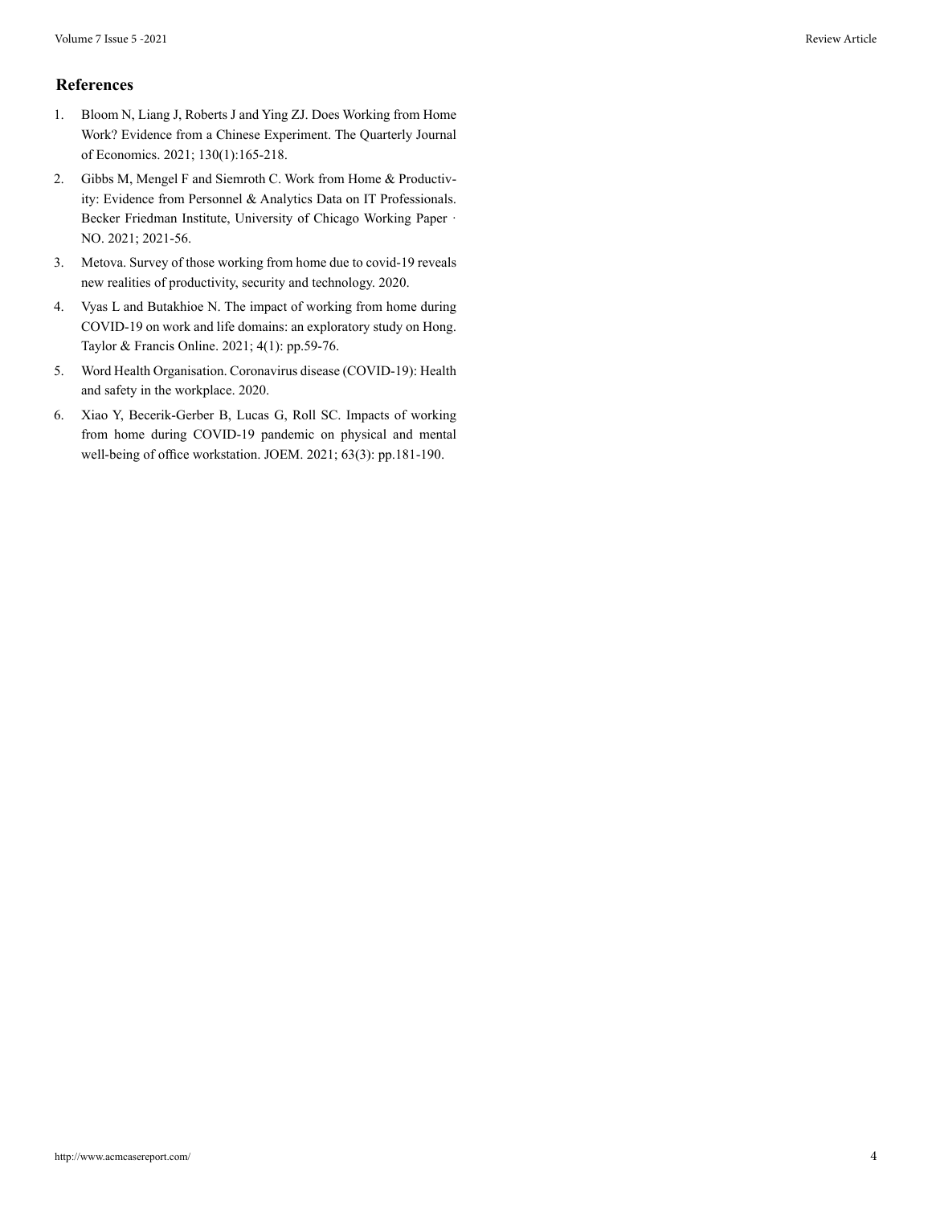## References

1. Bloom N, Liang J, Roberts J and Ying ZJ. Does Working from Home Work? Evidence from a Chinese Experiment. The Quarterly Journal of Economics. 2021; 130(1):165-218.
2. Gibbs M, Mengel F and Siemroth C. Work from Home & Productivity: Evidence from Personnel & Analytics Data on IT Professionals. Becker Friedman Institute, University of Chicago Working Paper · NO. 2021; 2021-56.
3. Metova. Survey of those working from home due to covid-19 reveals new realities of productivity, security and technology. 2020.
4. Vyas L and Butakhioe N. The impact of working from home during COVID-19 on work and life domains: an exploratory study on Hong. Taylor & Francis Online. 2021; 4(1): pp.59-76.
5. Word Health Organisation. Coronavirus disease (COVID-19): Health and safety in the workplace. 2020.
6. Xiao Y, Becerik-Gerber B, Lucas G, Roll SC. Impacts of working from home during COVID-19 pandemic on physical and mental well-being of office workstation. JOEM. 2021; 63(3): pp.181-190.